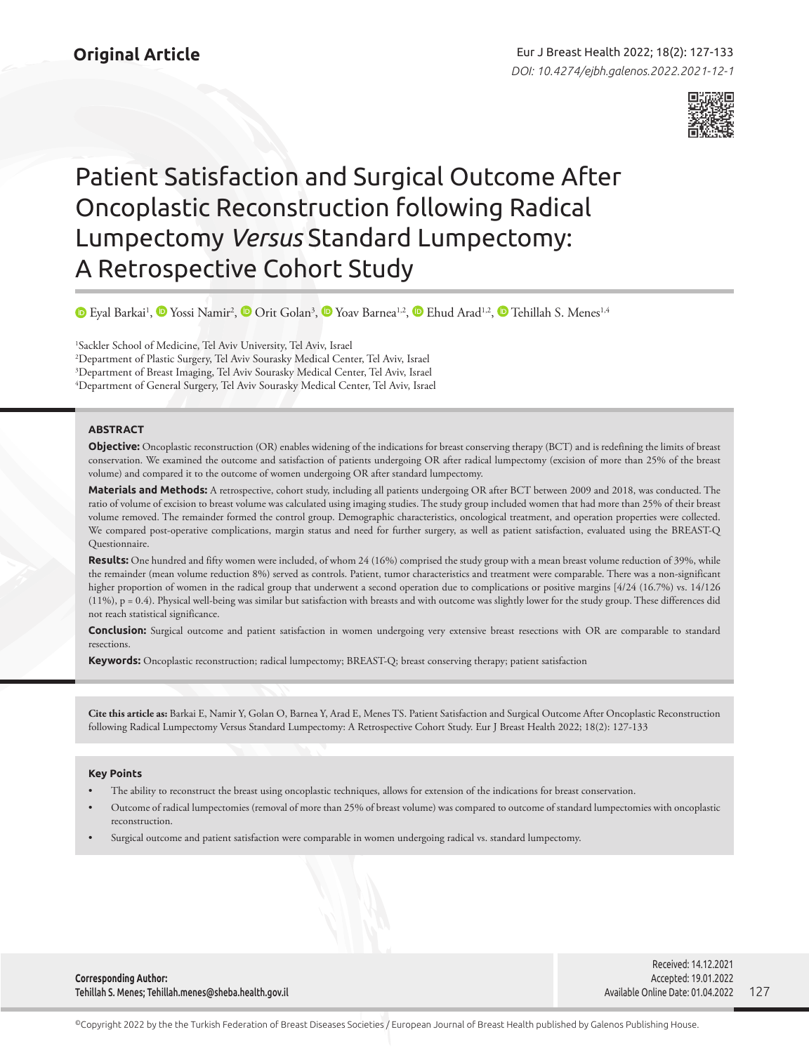Original Article

# Patient Satisfaction and Surgical Outcome After Oncoplastic Reconstruction following Radical Lumpectomy *Versus* Standard Lumpectomy: A Retrospective Cohort Study

Eyal Barkai[1], Yossi Namir[2], Orit Golan[3], Yoav Barnea[1,2], Ehud Arad[1,2], Tehillah S. Menes[1,4]

[1]Sackler School of Medicine, Tel Aviv University, Tel Aviv, Israel
[2]Department of Plastic Surgery, Tel Aviv Sourasky Medical Center, Tel Aviv, Israel
[3]Department of Breast Imaging, Tel Aviv Sourasky Medical Center, Tel Aviv, Israel
[4]Department of General Surgery, Tel Aviv Sourasky Medical Center, Tel Aviv, Israel

## ABSTRACT

**Objective:** Oncoplastic reconstruction (OR) enables widening of the indications for breast conserving therapy (BCT) and is redefining the limits of breast conservation. We examined the outcome and satisfaction of patients undergoing OR after radical lumpectomy (excision of more than 25% of the breast volume) and compared it to the outcome of women undergoing OR after standard lumpectomy.

**Materials and Methods:** A retrospective, cohort study, including all patients undergoing OR after BCT between 2009 and 2018, was conducted. The ratio of volume of excision to breast volume was calculated using imaging studies. The study group included women that had more than 25% of their breast volume removed. The remainder formed the control group. Demographic characteristics, oncological treatment, and operation properties were collected. We compared post-operative complications, margin status and need for further surgery, as well as patient satisfaction, evaluated using the BREAST-Q Questionnaire.

**Results:** One hundred and fifty women were included, of whom 24 (16%) comprised the study group with a mean breast volume reduction of 39%, while the remainder (mean volume reduction 8%) served as controls. Patient, tumor characteristics and treatment were comparable. There was a non-significant higher proportion of women in the radical group that underwent a second operation due to complications or positive margins [4/24 (16.7%) vs. 14/126 (11%), $p = 0.4$). Physical well-being was similar but satisfaction with breasts and with outcome was slightly lower for the study group. These differences did not reach statistical significance.

**Conclusion:** Surgical outcome and patient satisfaction in women undergoing very extensive breast resections with OR are comparable to standard resections.

**Keywords:** Oncoplastic reconstruction; radical lumpectomy; BREAST-Q; breast conserving therapy; patient satisfaction

**Cite this article as:** Barkai E, Namir Y, Golan O, Barnea Y, Arad E, Menes TS. Patient Satisfaction and Surgical Outcome After Oncoplastic Reconstruction following Radical Lumpectomy Versus Standard Lumpectomy: A Retrospective Cohort Study. Eur J Breast Health 2022; 18(2): 127-133

### Key Points

- The ability to reconstruct the breast using oncoplastic techniques, allows for extension of the indications for breast conservation.
- Outcome of radical lumpectomies (removal of more than 25% of breast volume) was compared to outcome of standard lumpectomies with oncoplastic reconstruction.
- Surgical outcome and patient satisfaction were comparable in women undergoing radical vs. standard lumpectomy.

**Corresponding Author:**
Tehillah S. Menes; Tehillah.menes@sheba.health.gov.il

Received: 14.12.2021
Accepted: 19.01.2022
Available Online Date: 01.04.2022

©Copyright 2022 by the the Turkish Federation of Breast Diseases Societies / European Journal of Breast Health published by Galenos Publishing House.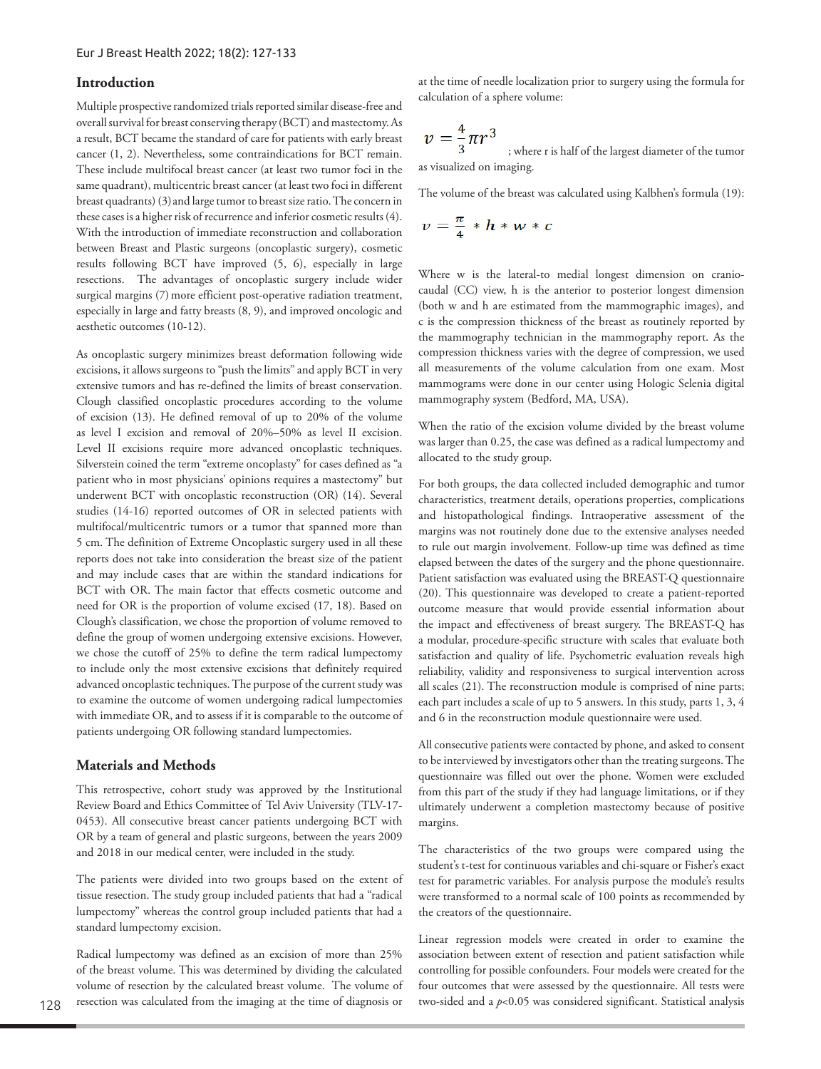## Introduction

Multiple prospective randomized trials reported similar disease-free and overall survival for breast conserving therapy (BCT) and mastectomy. As a result, BCT became the standard of care for patients with early breast cancer (1, 2). Nevertheless, some contraindications for BCT remain. These include multifocal breast cancer (at least two tumor foci in the same quadrant), multicentric breast cancer (at least two foci in different breast quadrants) (3) and large tumor to breast size ratio. The concern in these cases is a higher risk of recurrence and inferior cosmetic results (4). With the introduction of immediate reconstruction and collaboration between Breast and Plastic surgeons (oncoplastic surgery), cosmetic results following BCT have improved (5, 6), especially in large resections. The advantages of oncoplastic surgery include wider surgical margins (7) more efficient post-operative radiation treatment, especially in large and fatty breasts (8, 9), and improved oncologic and aesthetic outcomes (10-12).

As oncoplastic surgery minimizes breast deformation following wide excisions, it allows surgeons to "push the limits" and apply BCT in very extensive tumors and has re-defined the limits of breast conservation. Clough classified oncoplastic procedures according to the volume of excision (13). He defined removal of up to 20% of the volume as level I excision and removal of 20%–50% as level II excision. Level II excisions require more advanced oncoplastic techniques. Silverstein coined the term "extreme oncoplasty" for cases defined as "a patient who in most physicians' opinions requires a mastectomy" but underwent BCT with oncoplastic reconstruction (OR) (14). Several studies (14-16) reported outcomes of OR in selected patients with multifocal/multicentric tumors or a tumor that spanned more than 5 cm. The definition of Extreme Oncoplastic surgery used in all these reports does not take into consideration the breast size of the patient and may include cases that are within the standard indications for BCT with OR. The main factor that effects cosmetic outcome and need for OR is the proportion of volume excised (17, 18). Based on Clough's classification, we chose the proportion of volume removed to define the group of women undergoing extensive excisions. However, we chose the cutoff of 25% to define the term radical lumpectomy to include only the most extensive excisions that definitely required advanced oncoplastic techniques. The purpose of the current study was to examine the outcome of women undergoing radical lumpectomies with immediate OR, and to assess if it is comparable to the outcome of patients undergoing OR following standard lumpectomies.

## Materials and Methods

This retrospective, cohort study was approved by the Institutional Review Board and Ethics Committee of Tel Aviv University (TLV-17-0453). All consecutive breast cancer patients undergoing BCT with OR by a team of general and plastic surgeons, between the years 2009 and 2018 in our medical center, were included in the study.

The patients were divided into two groups based on the extent of tissue resection. The study group included patients that had a "radical lumpectomy" whereas the control group included patients that had a standard lumpectomy excision.

Radical lumpectomy was defined as an excision of more than 25% of the breast volume. This was determined by dividing the calculated volume of resection by the calculated breast volume. The volume of resection was calculated from the imaging at the time of diagnosis or at the time of needle localization prior to surgery using the formula for calculation of a sphere volume:

$$v = \frac{4}{3}\pi r^3$$

; where r is half of the largest diameter of the tumor as visualized on imaging.

The volume of the breast was calculated using Kalbhen's formula (19):

$$v = \frac{\pi}{4} * h * w * c$$

Where w is the lateral-to medial longest dimension on cranio-caudal (CC) view, h is the anterior to posterior longest dimension (both w and h are estimated from the mammographic images), and c is the compression thickness of the breast as routinely reported by the mammography technician in the mammography report. As the compression thickness varies with the degree of compression, we used all measurements of the volume calculation from one exam. Most mammograms were done in our center using Hologic Selenia digital mammography system (Bedford, MA, USA).

When the ratio of the excision volume divided by the breast volume was larger than 0.25, the case was defined as a radical lumpectomy and allocated to the study group.

For both groups, the data collected included demographic and tumor characteristics, treatment details, operations properties, complications and histopathological findings. Intraoperative assessment of the margins was not routinely done due to the extensive analyses needed to rule out margin involvement. Follow-up time was defined as time elapsed between the dates of the surgery and the phone questionnaire. Patient satisfaction was evaluated using the BREAST-Q questionnaire (20). This questionnaire was developed to create a patient-reported outcome measure that would provide essential information about the impact and effectiveness of breast surgery. The BREAST-Q has a modular, procedure-specific structure with scales that evaluate both satisfaction and quality of life. Psychometric evaluation reveals high reliability, validity and responsiveness to surgical intervention across all scales (21). The reconstruction module is comprised of nine parts; each part includes a scale of up to 5 answers. In this study, parts 1, 3, 4 and 6 in the reconstruction module questionnaire were used.

All consecutive patients were contacted by phone, and asked to consent to be interviewed by investigators other than the treating surgeons. The questionnaire was filled out over the phone. Women were excluded from this part of the study if they had language limitations, or if they ultimately underwent a completion mastectomy because of positive margins.

The characteristics of the two groups were compared using the student's t-test for continuous variables and chi-square or Fisher's exact test for parametric variables. For analysis purpose the module's results were transformed to a normal scale of 100 points as recommended by the creators of the questionnaire.

Linear regression models were created in order to examine the association between extent of resection and patient satisfaction while controlling for possible confounders. Four models were created for the four outcomes that were assessed by the questionnaire. All tests were two-sided and a $p<0.05$ was considered significant. Statistical analysis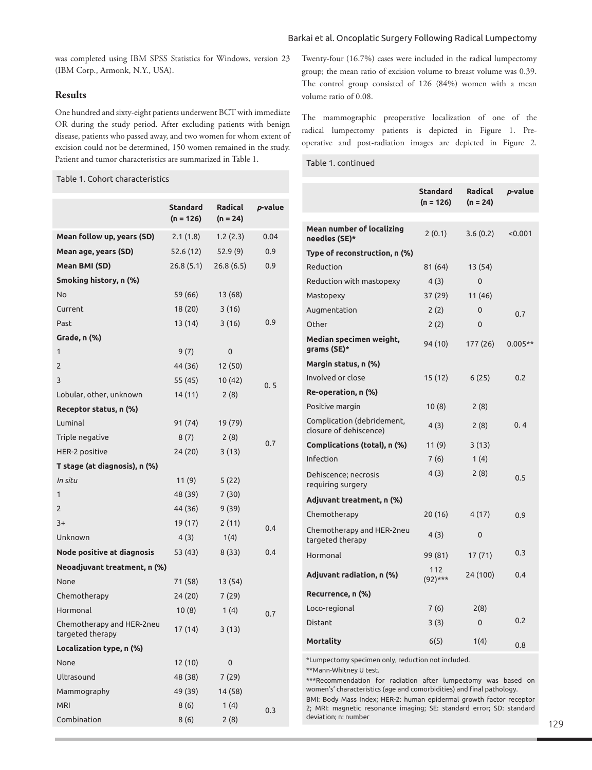was completed using IBM SPSS Statistics for Windows, version 23 (IBM Corp., Armonk, N.Y., USA).

## Results

One hundred and sixty-eight patients underwent BCT with immediate OR during the study period. After excluding patients with benign disease, patients who passed away, and two women for whom extent of excision could not be determined, 150 women remained in the study. Patient and tumor characteristics are summarized in Table 1.

Twenty-four (16.7%) cases were included in the radical lumpectomy group; the mean ratio of excision volume to breast volume was 0.39. The control group consisted of 126 (84%) women with a mean volume ratio of 0.08.

The mammographic preoperative localization of one of the radical lumpectomy patients is depicted in Figure 1. Pre-operative and post-radiation images are depicted in Figure 2.

Table 1. Cohort characteristics

| | Standard (n = 126) | Radical (n = 24) | *p*-value |
|---|---|---|---|
| **Mean follow up, years (SD)** | 2.1 (1.8) | 1.2 (2.3) | 0.04 |
| **Mean age, years (SD)** | 52.6 (12) | 52.9 (9) | 0.9 |
| **Mean BMI (SD)** | 26.8 (5.1) | 26.8 (6.5) | 0.9 |
| **Smoking history, n (%)** | | | |
| No | 59 (66) | 13 (68) | |
| Current | 18 (20) | 3 (16) | |
| Past | 13 (14) | 3 (16) | 0.9 |
| **Grade, n (%)** | | | |
| 1 | 9 (7) | 0 | |
| 2 | 44 (36) | 12 (50) | |
| 3 | 55 (45) | 10 (42) | 0. 5 |
| Lobular, other, unknown | 14 (11) | 2 (8) | |
| **Receptor status, n (%)** | | | |
| Luminal | 91 (74) | 19 (79) | |
| Triple negative | 8 (7) | 2 (8) | 0.7 |
| HER-2 positive | 24 (20) | 3 (13) | |
| **T stage (at diagnosis), n (%)** | | | |
| *In situ* | 11 (9) | 5 (22) | |
| 1 | 48 (39) | 7 (30) | |
| 2 | 44 (36) | 9 (39) | |
| 3+ | 19 (17) | 2 (11) | 0.4 |
| Unknown | 4 (3) | 1(4) | |
| **Node positive at diagnosis** | 53 (43) | 8 (33) | 0.4 |
| **Neoadjuvant treatment, n (%)** | | | |
| None | 71 (58) | 13 (54) | |
| Chemotherapy | 24 (20) | 7 (29) | |
| Hormonal | 10 (8) | 1 (4) | 0.7 |
| Chemotherapy and HER-2neu targeted therapy | 17 (14) | 3 (13) | |
| **Localization type, n (%)** | | | |
| None | 12 (10) | 0 | |
| Ultrasound | 48 (38) | 7 (29) | |
| Mammography | 49 (39) | 14 (58) | |
| MRI | 8 (6) | 1 (4) | 0.3 |
| Combination | 8 (6) | 2 (8) | |

Table 1. continued

| | Standard (n = 126) | Radical (n = 24) | *p*-value |
|---|---|---|---|
| **Mean number of localizing needles (SE)*** | 2 (0.1) | 3.6 (0.2) | <0.001 |
| **Type of reconstruction, n (%)** | | | |
| Reduction | 81 (64) | 13 (54) | |
| Reduction with mastopexy | 4 (3) | 0 | |
| Mastopexy | 37 (29) | 11 (46) | |
| Augmentation | 2 (2) | 0 | 0.7 |
| Other | 2 (2) | 0 | |
| **Median specimen weight, grams (SE)*** | 94 (10) | 177 (26) | 0.005** |
| **Margin status, n (%)** | | | |
| Involved or close | 15 (12) | 6 (25) | 0.2 |
| **Re-operation, n (%)** | | | |
| Positive margin | 10 (8) | 2 (8) | |
| Complication (debridement, closure of dehiscence) | 4 (3) | 2 (8) | 0. 4 |
| **Complications (total), n (%)** | 11 (9) | 3 (13) | |
| Infection | 7 (6) | 1 (4) | |
| Dehiscence; necrosis requiring surgery | 4 (3) | 2 (8) | 0.5 |
| **Adjuvant treatment, n (%)** | | | |
| Chemotherapy | 20 (16) | 4 (17) | 0.9 |
| Chemotherapy and HER-2neu targeted therapy | 4 (3) | 0 | |
| Hormonal | 99 (81) | 17 (71) | 0.3 |
| **Adjuvant radiation, n (%)** | 112 (92)*** | 24 (100) | 0.4 |
| **Recurrence, n (%)** | | | |
| Loco-regional | 7 (6) | 2(8) | |
| Distant | 3 (3) | 0 | 0.2 |
| **Mortality** | 6(5) | 1(4) | 0.8 |

*Lumpectomy specimen only, reduction not included.
**Mann-Whitney U test.
***Recommendation for radiation after lumpectomy was based on women's' characteristics (age and comorbidities) and final pathology.
BMI: Body Mass Index; HER-2: human epidermal growth factor receptor 2; MRI: magnetic resonance imaging; SE: standard error; SD: standard deviation; n: number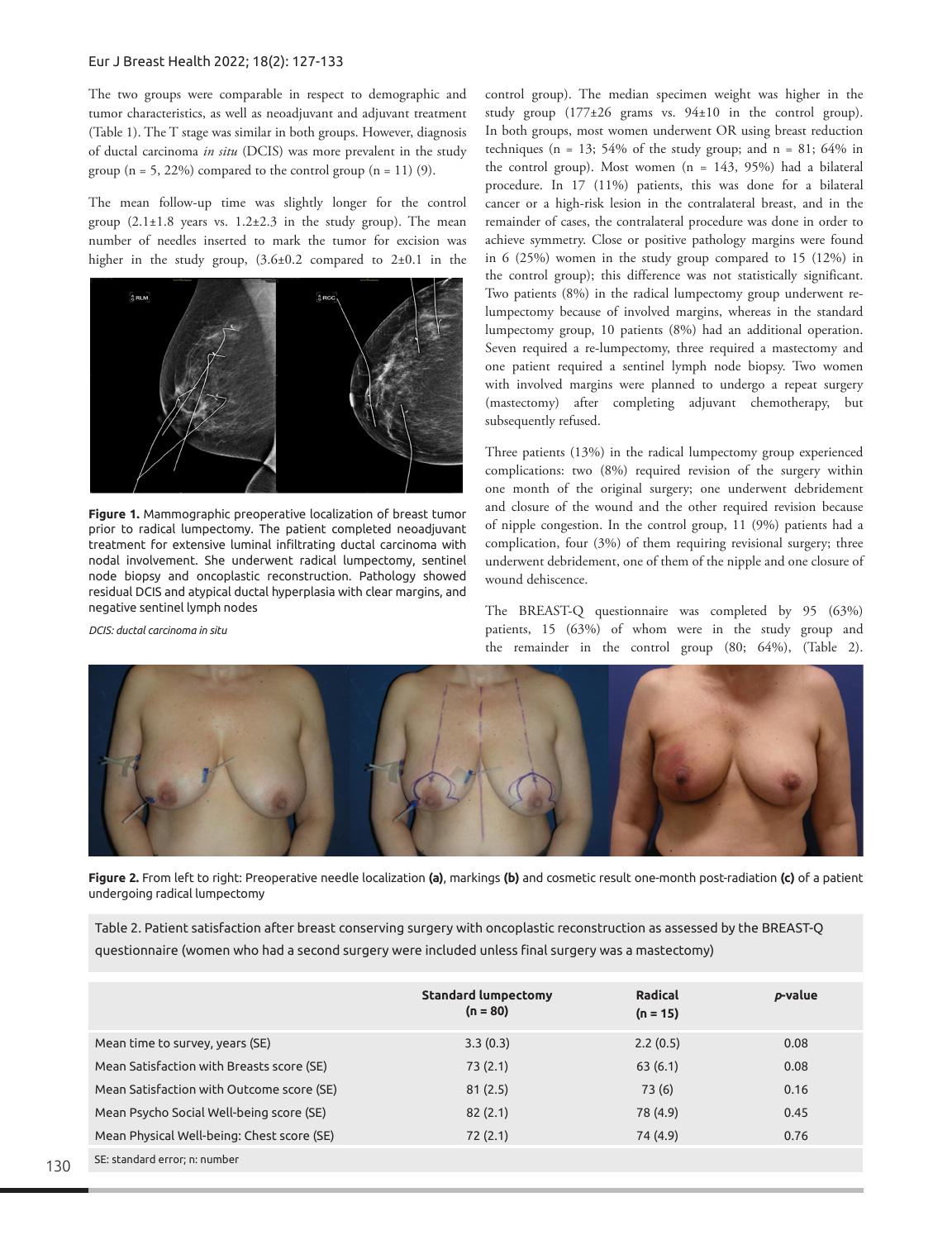The two groups were comparable in respect to demographic and tumor characteristics, as well as neoadjuvant and adjuvant treatment (Table 1). The T stage was similar in both groups. However, diagnosis of ductal carcinoma *in situ* (DCIS) was more prevalent in the study group (n = 5, 22%) compared to the control group (n = 11) (9).

The mean follow-up time was slightly longer for the control group (2.1±1.8 years vs. 1.2±2.3 in the study group). The mean number of needles inserted to mark the tumor for excision was higher in the study group, (3.6±0.2 compared to 2±0.1 in the control group). The median specimen weight was higher in the study group (177±26 grams vs. 94±10 in the control group). In both groups, most women underwent OR using breast reduction techniques (n = 13; 54% of the study group; and n = 81; 64% in the control group). Most women (n = 143, 95%) had a bilateral procedure. In 17 (11%) patients, this was done for a bilateral cancer or a high-risk lesion in the contralateral breast, and in the remainder of cases, the contralateral procedure was done in order to achieve symmetry. Close or positive pathology margins were found in 6 (25%) women in the study group compared to 15 (12%) in the control group); this difference was not statistically significant. Two patients (8%) in the radical lumpectomy group underwent re-lumpectomy because of involved margins, whereas in the standard lumpectomy group, 10 patients (8%) had an additional operation. Seven required a re-lumpectomy, three required a mastectomy and one patient required a sentinel lymph node biopsy. Two women with involved margins were planned to undergo a repeat surgery (mastectomy) after completing adjuvant chemotherapy, but subsequently refused.

**Figure 1.** Mammographic preoperative localization of breast tumor prior to radical lumpectomy. The patient completed neoadjuvant treatment for extensive luminal infiltrating ductal carcinoma with nodal involvement. She underwent radical lumpectomy, sentinel node biopsy and oncoplastic reconstruction. Pathology showed residual DCIS and atypical ductal hyperplasia with clear margins, and negative sentinel lymph nodes

*DCIS: ductal carcinoma in situ*

Three patients (13%) in the radical lumpectomy group experienced complications: two (8%) required revision of the surgery within one month of the original surgery; one underwent debridement and closure of the wound and the other required revision because of nipple congestion. In the control group, 11 (9%) patients had a complication, four (3%) of them requiring revisional surgery; three underwent debridement, one of them of the nipple and one closure of wound dehiscence.

The BREAST-Q questionnaire was completed by 95 (63%) patients, 15 (63%) of whom were in the study group and the remainder in the control group (80; 64%), (Table 2).

**Figure 2.** From left to right: Preoperative needle localization **(a)**, markings **(b)** and cosmetic result one-month post-radiation **(c)** of a patient undergoing radical lumpectomy

Table 2. Patient satisfaction after breast conserving surgery with oncoplastic reconstruction as assessed by the BREAST-Q questionnaire (women who had a second surgery were included unless final surgery was a mastectomy)

| | **Standard lumpectomy (n = 80)** | **Radical (n = 15)** | ***p*-value** |
|---|---|---|---|
| Mean time to survey, years (SE) | 3.3 (0.3) | 2.2 (0.5) | 0.08 |
| Mean Satisfaction with Breasts score (SE) | 73 (2.1) | 63 (6.1) | 0.08 |
| Mean Satisfaction with Outcome score (SE) | 81 (2.5) | 73 (6) | 0.16 |
| Mean Psycho Social Well-being score (SE) | 82 (2.1) | 78 (4.9) | 0.45 |
| Mean Physical Well-being: Chest score (SE) | 72 (2.1) | 74 (4.9) | 0.76 |

SE: standard error; n: number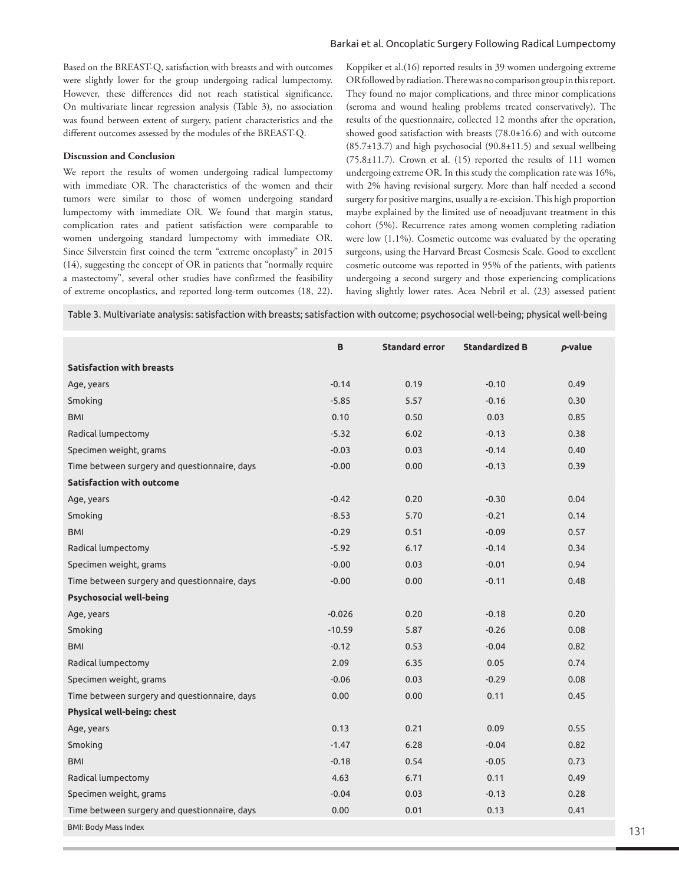Based on the BREAST-Q, satisfaction with breasts and with outcomes were slightly lower for the group undergoing radical lumpectomy. However, these differences did not reach statistical significance. On multivariate linear regression analysis (Table 3), no association was found between extent of surgery, patient characteristics and the different outcomes assessed by the modules of the BREAST-Q.

**Discussion and Conclusion**

We report the results of women undergoing radical lumpectomy with immediate OR. The characteristics of the women and their tumors were similar to those of women undergoing standard lumpectomy with immediate OR. We found that margin status, complication rates and patient satisfaction were comparable to women undergoing standard lumpectomy with immediate OR. Since Silverstein first coined the term "extreme oncoplasty" in 2015 (14), suggesting the concept of OR in patients that "normally require a mastectomy", several other studies have confirmed the feasibility of extreme oncoplastics, and reported long-term outcomes (18, 22). Koppiker et al.(16) reported results in 39 women undergoing extreme OR followed by radiation. There was no comparison group in this report. They found no major complications, and three minor complications (seroma and wound healing problems treated conservatively). The results of the questionnaire, collected 12 months after the operation, showed good satisfaction with breasts (78.0±16.6) and with outcome (85.7±13.7) and high psychosocial (90.8±11.5) and sexual wellbeing (75.8±11.7). Crown et al. (15) reported the results of 111 women undergoing extreme OR. In this study the complication rate was 16%, with 2% having revisional surgery. More than half needed a second surgery for positive margins, usually a re-excision. This high proportion maybe explained by the limited use of neoadjuvant treatment in this cohort (5%). Recurrence rates among women completing radiation were low (1.1%). Cosmetic outcome was evaluated by the operating surgeons, using the Harvard Breast Cosmesis Scale. Good to excellent cosmetic outcome was reported in 95% of the patients, with patients undergoing a second surgery and those experiencing complications having slightly lower rates. Acea Nebril et al. (23) assessed patient

Table 3. Multivariate analysis: satisfaction with breasts; satisfaction with outcome; psychosocial well-being; physical well-being

| | B | Standard error | Standardized B | *p*-value |
|---|---|---|---|---|
| **Satisfaction with breasts** | | | | |
| Age, years | -0.14 | 0.19 | -0.10 | 0.49 |
| Smoking | -5.85 | 5.57 | -0.16 | 0.30 |
| BMI | 0.10 | 0.50 | 0.03 | 0.85 |
| Radical lumpectomy | -5.32 | 6.02 | -0.13 | 0.38 |
| Specimen weight, grams | -0.03 | 0.03 | -0.14 | 0.40 |
| Time between surgery and questionnaire, days | -0.00 | 0.00 | -0.13 | 0.39 |
| **Satisfaction with outcome** | | | | |
| Age, years | -0.42 | 0.20 | -0.30 | 0.04 |
| Smoking | -8.53 | 5.70 | -0.21 | 0.14 |
| BMI | -0.29 | 0.51 | -0.09 | 0.57 |
| Radical lumpectomy | -5.92 | 6.17 | -0.14 | 0.34 |
| Specimen weight, grams | -0.00 | 0.03 | -0.01 | 0.94 |
| Time between surgery and questionnaire, days | -0.00 | 0.00 | -0.11 | 0.48 |
| **Psychosocial well-being** | | | | |
| Age, years | -0.026 | 0.20 | -0.18 | 0.20 |
| Smoking | -10.59 | 5.87 | -0.26 | 0.08 |
| BMI | -0.12 | 0.53 | -0.04 | 0.82 |
| Radical lumpectomy | 2.09 | 6.35 | 0.05 | 0.74 |
| Specimen weight, grams | -0.06 | 0.03 | -0.29 | 0.08 |
| Time between surgery and questionnaire, days | 0.00 | 0.00 | 0.11 | 0.45 |
| **Physical well-being: chest** | | | | |
| Age, years | 0.13 | 0.21 | 0.09 | 0.55 |
| Smoking | -1.47 | 6.28 | -0.04 | 0.82 |
| BMI | -0.18 | 0.54 | -0.05 | 0.73 |
| Radical lumpectomy | 4.63 | 6.71 | 0.11 | 0.49 |
| Specimen weight, grams | -0.04 | 0.03 | -0.13 | 0.28 |
| Time between surgery and questionnaire, days | 0.00 | 0.01 | 0.13 | 0.41 |

BMI: Body Mass Index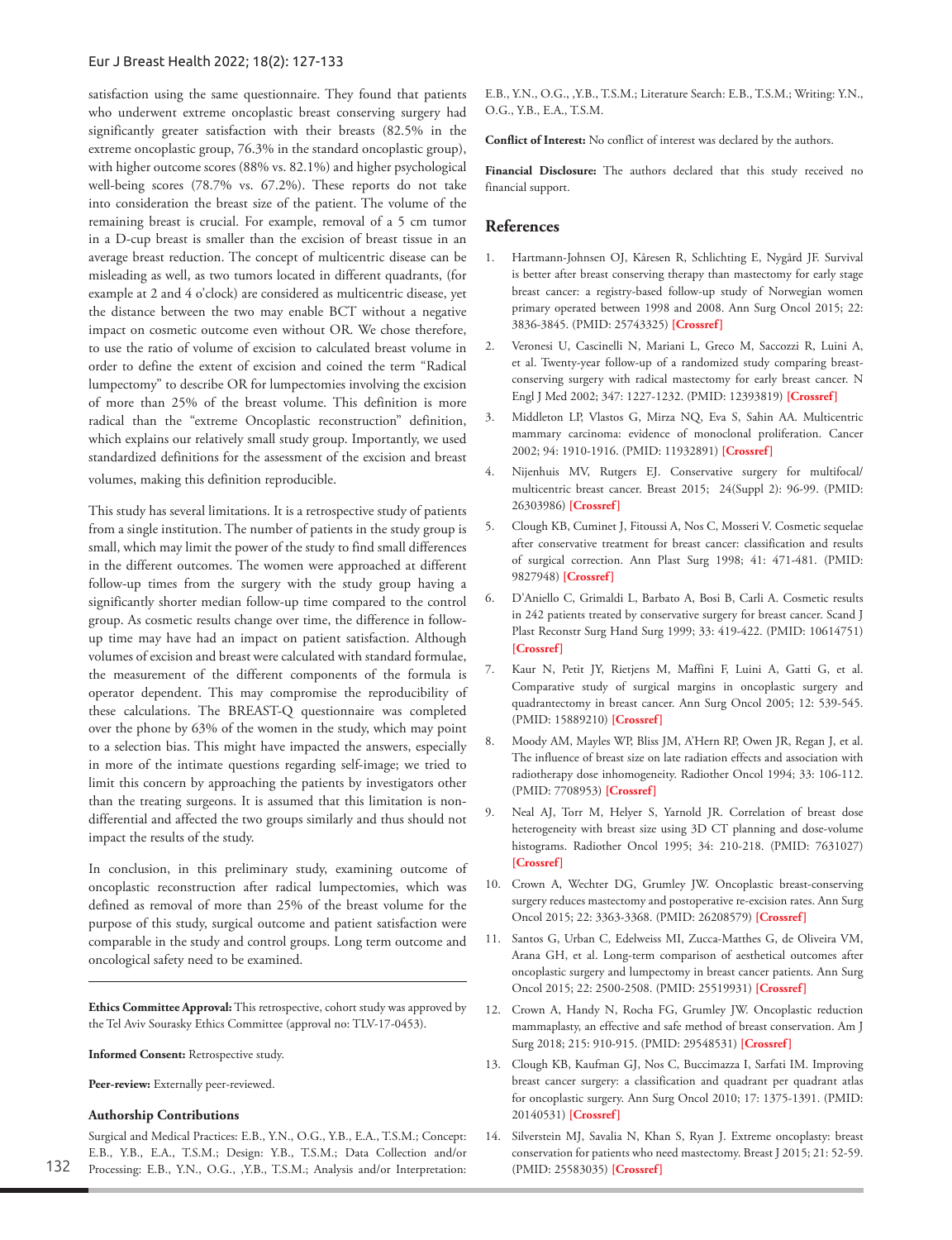satisfaction using the same questionnaire. They found that patients who underwent extreme oncoplastic breast conserving surgery had significantly greater satisfaction with their breasts (82.5% in the extreme oncoplastic group, 76.3% in the standard oncoplastic group), with higher outcome scores (88% vs. 82.1%) and higher psychological well-being scores (78.7% vs. 67.2%). These reports do not take into consideration the breast size of the patient. The volume of the remaining breast is crucial. For example, removal of a 5 cm tumor in a D-cup breast is smaller than the excision of breast tissue in an average breast reduction. The concept of multicentric disease can be misleading as well, as two tumors located in different quadrants, (for example at 2 and 4 o'clock) are considered as multicentric disease, yet the distance between the two may enable BCT without a negative impact on cosmetic outcome even without OR. We chose therefore, to use the ratio of volume of excision to calculated breast volume in order to define the extent of excision and coined the term "Radical lumpectomy" to describe OR for lumpectomies involving the excision of more than 25% of the breast volume. This definition is more radical than the "extreme Oncoplastic reconstruction" definition, which explains our relatively small study group. Importantly, we used standardized definitions for the assessment of the excision and breast volumes, making this definition reproducible.

This study has several limitations. It is a retrospective study of patients from a single institution. The number of patients in the study group is small, which may limit the power of the study to find small differences in the different outcomes. The women were approached at different follow-up times from the surgery with the study group having a significantly shorter median follow-up time compared to the control group. As cosmetic results change over time, the difference in follow-up time may have had an impact on patient satisfaction. Although volumes of excision and breast were calculated with standard formulae, the measurement of the different components of the formula is operator dependent. This may compromise the reproducibility of these calculations. The BREAST-Q questionnaire was completed over the phone by 63% of the women in the study, which may point to a selection bias. This might have impacted the answers, especially in more of the intimate questions regarding self-image; we tried to limit this concern by approaching the patients by investigators other than the treating surgeons. It is assumed that this limitation is non-differential and affected the two groups similarly and thus should not impact the results of the study.

In conclusion, in this preliminary study, examining outcome of oncoplastic reconstruction after radical lumpectomies, which was defined as removal of more than 25% of the breast volume for the purpose of this study, surgical outcome and patient satisfaction were comparable in the study and control groups. Long term outcome and oncological safety need to be examined.

---

**Ethics Committee Approval:** This retrospective, cohort study was approved by the Tel Aviv Sourasky Ethics Committee (approval no: TLV-17-0453).

**Informed Consent:** Retrospective study.

**Peer-review:** Externally peer-reviewed.

### Authorship Contributions

Surgical and Medical Practices: E.B., Y.N., O.G., Y.B., E.A., T.S.M.; Concept: E.B., Y.B., E.A., T.S.M.; Design: Y.B., T.S.M.; Data Collection and/or Processing: E.B., Y.N., O.G., ,Y.B., T.S.M.; Analysis and/or Interpretation: E.B., Y.N., O.G., ,Y.B., T.S.M.; Literature Search: E.B., T.S.M.; Writing: Y.N., O.G., Y.B., E.A., T.S.M.

**Conflict of Interest:** No conflict of interest was declared by the authors.

**Financial Disclosure:** The authors declared that this study received no financial support.

## References

1. Hartmann-Johnsen OJ, Kåresen R, Schlichting E, Nygård JF. Survival is better after breast conserving therapy than mastectomy for early stage breast cancer: a registry-based follow-up study of Norwegian women primary operated between 1998 and 2008. Ann Surg Oncol 2015; 22: 3836-3845. (PMID: 25743325) **[Crossref]**
2. Veronesi U, Cascinelli N, Mariani L, Greco M, Saccozzi R, Luini A, et al. Twenty-year follow-up of a randomized study comparing breast-conserving surgery with radical mastectomy for early breast cancer. N Engl J Med 2002; 347: 1227-1232. (PMID: 12393819) **[Crossref]**
3. Middleton LP, Vlastos G, Mirza NQ, Eva S, Sahin AA. Multicentric mammary carcinoma: evidence of monoclonal proliferation. Cancer 2002; 94: 1910-1916. (PMID: 11932891) **[Crossref]**
4. Nijenhuis MV, Rutgers EJ. Conservative surgery for multifocal/multicentric breast cancer. Breast 2015; 24(Suppl 2): 96-99. (PMID: 26303986) **[Crossref]**
5. Clough KB, Cuminet J, Fitoussi A, Nos C, Mosseri V. Cosmetic sequelae after conservative treatment for breast cancer: classification and results of surgical correction. Ann Plast Surg 1998; 41: 471-481. (PMID: 9827948) **[Crossref]**
6. D'Aniello C, Grimaldi L, Barbato A, Bosi B, Carli A. Cosmetic results in 242 patients treated by conservative surgery for breast cancer. Scand J Plast Reconstr Surg Hand Surg 1999; 33: 419-422. (PMID: 10614751) **[Crossref]**
7. Kaur N, Petit JY, Rietjens M, Maffini F, Luini A, Gatti G, et al. Comparative study of surgical margins in oncoplastic surgery and quadrantectomy in breast cancer. Ann Surg Oncol 2005; 12: 539-545. (PMID: 15889210) **[Crossref]**
8. Moody AM, Mayles WP, Bliss JM, A'Hern RP, Owen JR, Regan J, et al. The influence of breast size on late radiation effects and association with radiotherapy dose inhomogeneity. Radiother Oncol 1994; 33: 106-112. (PMID: 7708953) **[Crossref]**
9. Neal AJ, Torr M, Helyer S, Yarnold JR. Correlation of breast dose heterogeneity with breast size using 3D CT planning and dose-volume histograms. Radiother Oncol 1995; 34: 210-218. (PMID: 7631027) **[Crossref]**
10. Crown A, Wechter DG, Grumley JW. Oncoplastic breast-conserving surgery reduces mastectomy and postoperative re-excision rates. Ann Surg Oncol 2015; 22: 3363-3368. (PMID: 26208579) **[Crossref]**
11. Santos G, Urban C, Edelweiss MI, Zucca-Matthes G, de Oliveira VM, Arana GH, et al. Long-term comparison of aesthetical outcomes after oncoplastic surgery and lumpectomy in breast cancer patients. Ann Surg Oncol 2015; 22: 2500-2508. (PMID: 25519931) **[Crossref]**
12. Crown A, Handy N, Rocha FG, Grumley JW. Oncoplastic reduction mammaplasty, an effective and safe method of breast conservation. Am J Surg 2018; 215: 910-915. (PMID: 29548531) **[Crossref]**
13. Clough KB, Kaufman GJ, Nos C, Buccimazza I, Sarfati IM. Improving breast cancer surgery: a classification and quadrant per quadrant atlas for oncoplastic surgery. Ann Surg Oncol 2010; 17: 1375-1391. (PMID: 20140531) **[Crossref]**
14. Silverstein MJ, Savalia N, Khan S, Ryan J. Extreme oncoplasty: breast conservation for patients who need mastectomy. Breast J 2015; 21: 52-59. (PMID: 25583035) **[Crossref]**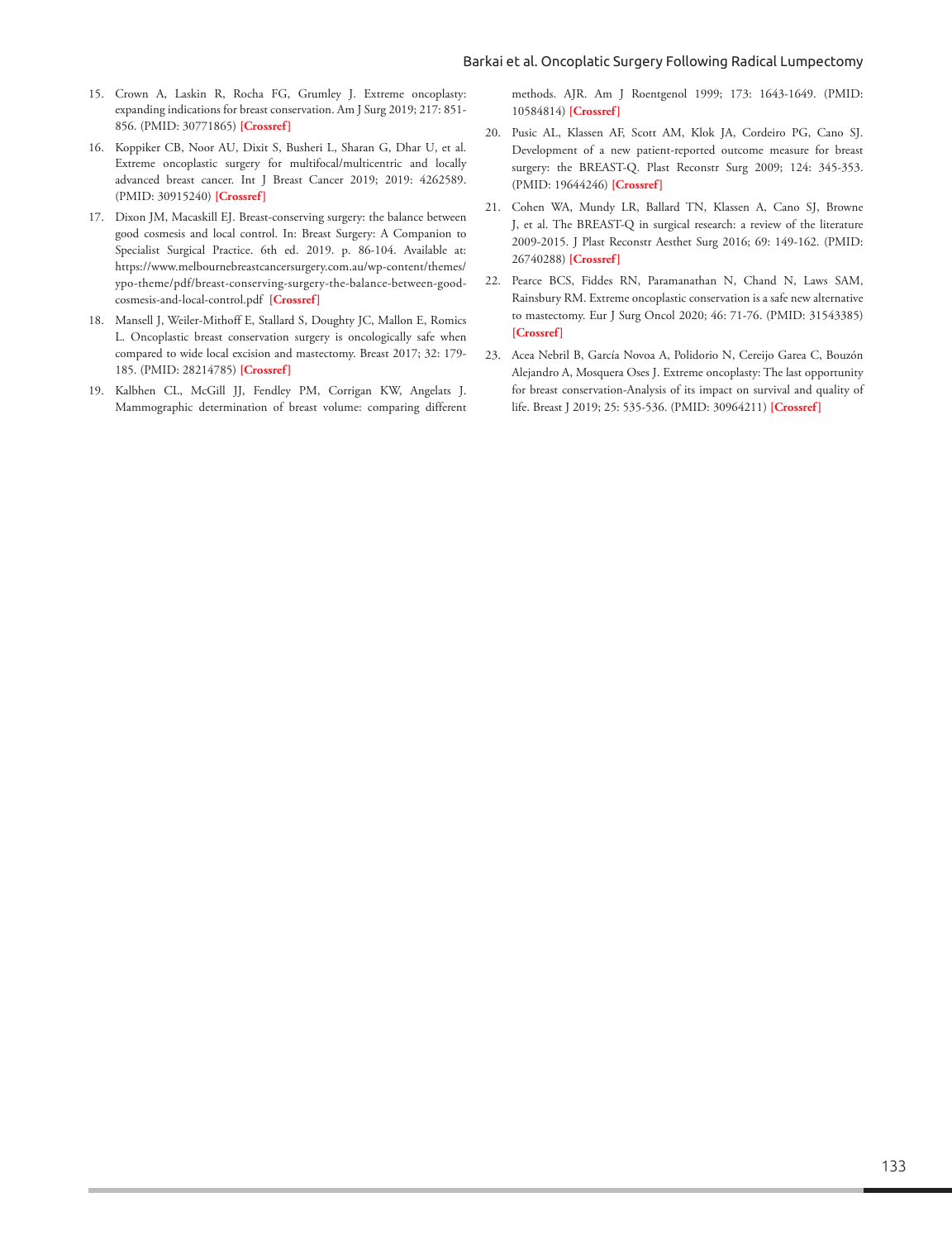15. Crown A, Laskin R, Rocha FG, Grumley J. Extreme oncoplasty: expanding indications for breast conservation. Am J Surg 2019; 217: 851-856. (PMID: 30771865) [Crossref]
16. Koppiker CB, Noor AU, Dixit S, Busheri L, Sharan G, Dhar U, et al. Extreme oncoplastic surgery for multifocal/multicentric and locally advanced breast cancer. Int J Breast Cancer 2019; 2019: 4262589. (PMID: 30915240) [Crossref]
17. Dixon JM, Macaskill EJ. Breast-conserving surgery: the balance between good cosmesis and local control. In: Breast Surgery: A Companion to Specialist Surgical Practice. 6th ed. 2019. p. 86-104. Available at: https://www.melbournebreastcancersurgery.com.au/wp-content/themes/ypo-theme/pdf/breast-conserving-surgery-the-balance-between-good-cosmesis-and-local-control.pdf [Crossref]
18. Mansell J, Weiler-Mithoff E, Stallard S, Doughty JC, Mallon E, Romics L. Oncoplastic breast conservation surgery is oncologically safe when compared to wide local excision and mastectomy. Breast 2017; 32: 179-185. (PMID: 28214785) [Crossref]
19. Kalbhen CL, McGill JJ, Fendley PM, Corrigan KW, Angelats J. Mammographic determination of breast volume: comparing different methods. AJR. Am J Roentgenol 1999; 173: 1643-1649. (PMID: 10584814) [Crossref]
20. Pusic AL, Klassen AF, Scott AM, Klok JA, Cordeiro PG, Cano SJ. Development of a new patient-reported outcome measure for breast surgery: the BREAST-Q. Plast Reconstr Surg 2009; 124: 345-353. (PMID: 19644246) [Crossref]
21. Cohen WA, Mundy LR, Ballard TN, Klassen A, Cano SJ, Browne J, et al. The BREAST-Q in surgical research: a review of the literature 2009-2015. J Plast Reconstr Aesthet Surg 2016; 69: 149-162. (PMID: 26740288) [Crossref]
22. Pearce BCS, Fiddes RN, Paramanathan N, Chand N, Laws SAM, Rainsbury RM. Extreme oncoplastic conservation is a safe new alternative to mastectomy. Eur J Surg Oncol 2020; 46: 71-76. (PMID: 31543385) [Crossref]
23. Acea Nebril B, García Novoa A, Polidorio N, Cereijo Garea C, Bouzón Alejandro A, Mosquera Oses J. Extreme oncoplasty: The last opportunity for breast conservation-Analysis of its impact on survival and quality of life. Breast J 2019; 25: 535-536. (PMID: 30964211) [Crossref]